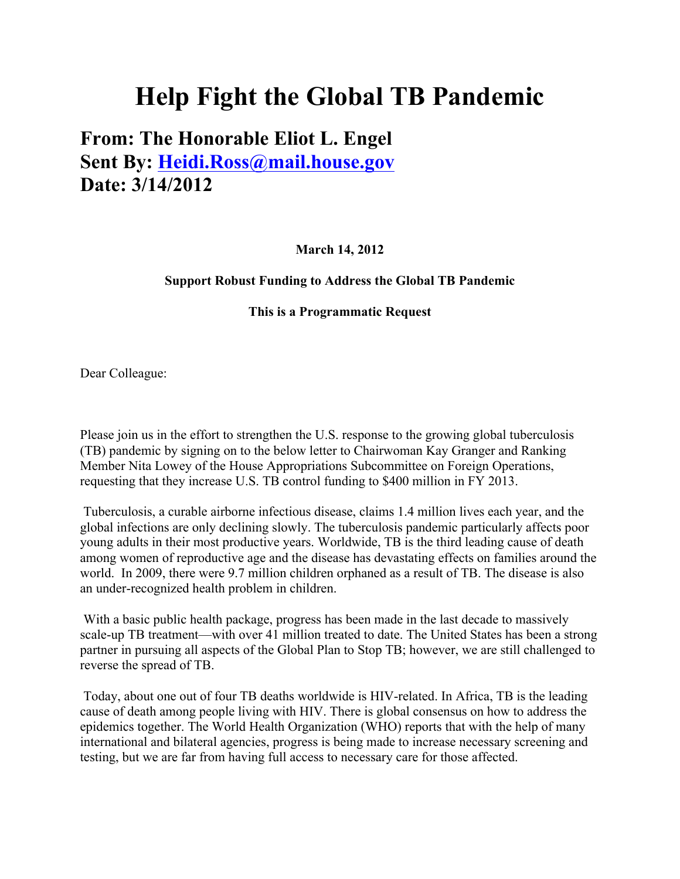# Help Fight the Global TB Pandemic

## From: The Honorable Eliot L. Engel
## Sent By: [Heidi.Ross@mail.house.gov](mailto:Heidi.Ross@mail.house.gov)
## Date: 3/14/2012

**March 14, 2012**

**Support Robust Funding to Address the Global TB Pandemic**

**This is a Programmatic Request**

Dear Colleague:

Please join us in the effort to strengthen the U.S. response to the growing global tuberculosis (TB) pandemic by signing on to the below letter to Chairwoman Kay Granger and Ranking Member Nita Lowey of the House Appropriations Subcommittee on Foreign Operations, requesting that they increase U.S. TB control funding to $400 million in FY 2013.

Tuberculosis, a curable airborne infectious disease, claims 1.4 million lives each year, and the global infections are only declining slowly. The tuberculosis pandemic particularly affects poor young adults in their most productive years. Worldwide, TB is the third leading cause of death among women of reproductive age and the disease has devastating effects on families around the world. In 2009, there were 9.7 million children orphaned as a result of TB. The disease is also an under-recognized health problem in children.

With a basic public health package, progress has been made in the last decade to massively scale-up TB treatment—with over 41 million treated to date. The United States has been a strong partner in pursuing all aspects of the Global Plan to Stop TB; however, we are still challenged to reverse the spread of TB.

Today, about one out of four TB deaths worldwide is HIV-related. In Africa, TB is the leading cause of death among people living with HIV. There is global consensus on how to address the epidemics together. The World Health Organization (WHO) reports that with the help of many international and bilateral agencies, progress is being made to increase necessary screening and testing, but we are far from having full access to necessary care for those affected.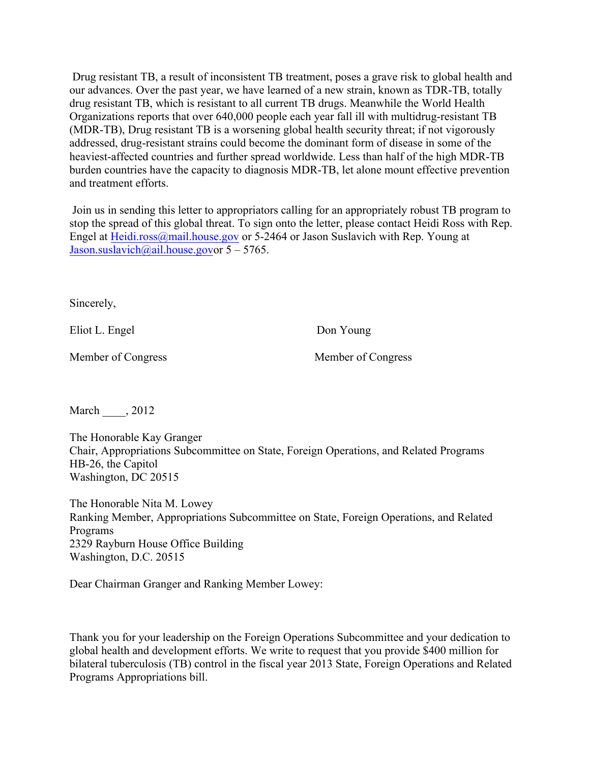Drug resistant TB, a result of inconsistent TB treatment, poses a grave risk to global health and our advances. Over the past year, we have learned of a new strain, known as TDR-TB, totally drug resistant TB, which is resistant to all current TB drugs. Meanwhile the World Health Organizations reports that over 640,000 people each year fall ill with multidrug-resistant TB (MDR-TB), Drug resistant TB is a worsening global health security threat; if not vigorously addressed, drug-resistant strains could become the dominant form of disease in some of the heaviest-affected countries and further spread worldwide. Less than half of the high MDR-TB burden countries have the capacity to diagnosis MDR-TB, let alone mount effective prevention and treatment efforts.

Join us in sending this letter to appropriators calling for an appropriately robust TB program to stop the spread of this global threat. To sign onto the letter, please contact Heidi Ross with Rep. Engel at Heidi.ross@mail.house.gov or 5-2464 or Jason Suslavich with Rep. Young at Jason.suslavich@ail.house.govor 5 – 5765.

Sincerely,

Eliot L. Engel
Member of Congress

Don Young
Member of Congress

March ____, 2012

The Honorable Kay Granger
Chair, Appropriations Subcommittee on State, Foreign Operations, and Related Programs
HB-26, the Capitol
Washington, DC 20515

The Honorable Nita M. Lowey
Ranking Member, Appropriations Subcommittee on State, Foreign Operations, and Related Programs
2329 Rayburn House Office Building
Washington, D.C. 20515

Dear Chairman Granger and Ranking Member Lowey:

Thank you for your leadership on the Foreign Operations Subcommittee and your dedication to global health and development efforts. We write to request that you provide $400 million for bilateral tuberculosis (TB) control in the fiscal year 2013 State, Foreign Operations and Related Programs Appropriations bill.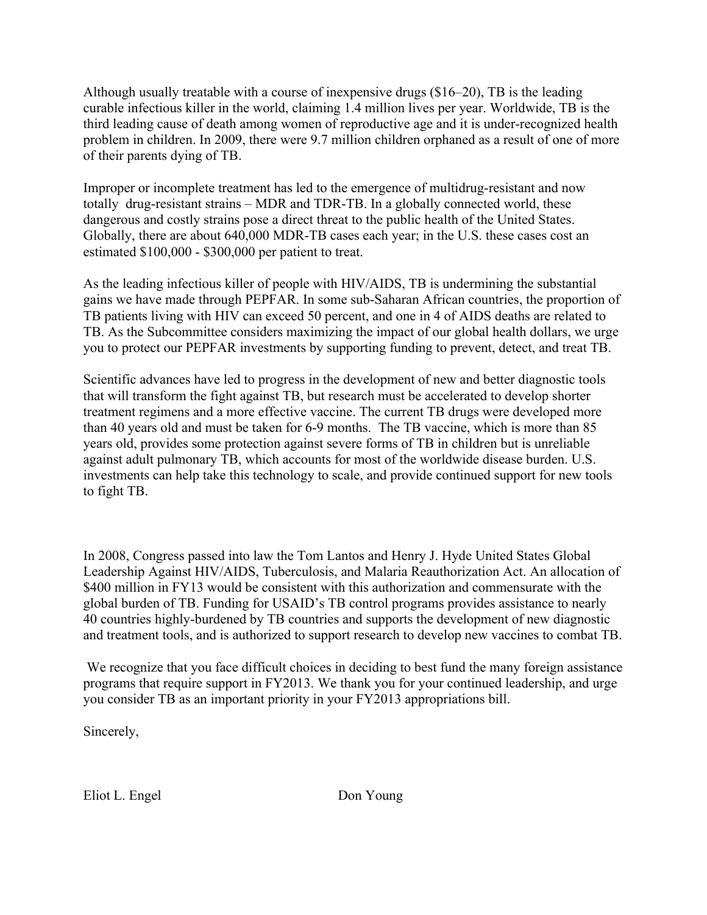Although usually treatable with a course of inexpensive drugs ($16–20), TB is the leading curable infectious killer in the world, claiming 1.4 million lives per year. Worldwide, TB is the third leading cause of death among women of reproductive age and it is under-recognized health problem in children. In 2009, there were 9.7 million children orphaned as a result of one of more of their parents dying of TB.

Improper or incomplete treatment has led to the emergence of multidrug-resistant and now totally drug-resistant strains – MDR and TDR-TB. In a globally connected world, these dangerous and costly strains pose a direct threat to the public health of the United States. Globally, there are about 640,000 MDR-TB cases each year; in the U.S. these cases cost an estimated $100,000 - $300,000 per patient to treat.

As the leading infectious killer of people with HIV/AIDS, TB is undermining the substantial gains we have made through PEPFAR. In some sub-Saharan African countries, the proportion of TB patients living with HIV can exceed 50 percent, and one in 4 of AIDS deaths are related to TB. As the Subcommittee considers maximizing the impact of our global health dollars, we urge you to protect our PEPFAR investments by supporting funding to prevent, detect, and treat TB.

Scientific advances have led to progress in the development of new and better diagnostic tools that will transform the fight against TB, but research must be accelerated to develop shorter treatment regimens and a more effective vaccine. The current TB drugs were developed more than 40 years old and must be taken for 6-9 months. The TB vaccine, which is more than 85 years old, provides some protection against severe forms of TB in children but is unreliable against adult pulmonary TB, which accounts for most of the worldwide disease burden. U.S. investments can help take this technology to scale, and provide continued support for new tools to fight TB.

In 2008, Congress passed into law the Tom Lantos and Henry J. Hyde United States Global Leadership Against HIV/AIDS, Tuberculosis, and Malaria Reauthorization Act. An allocation of $400 million in FY13 would be consistent with this authorization and commensurate with the global burden of TB. Funding for USAID's TB control programs provides assistance to nearly 40 countries highly-burdened by TB countries and supports the development of new diagnostic and treatment tools, and is authorized to support research to develop new vaccines to combat TB.

We recognize that you face difficult choices in deciding to best fund the many foreign assistance programs that require support in FY2013. We thank you for your continued leadership, and urge you consider TB as an important priority in your FY2013 appropriations bill.

Sincerely,

Eliot L. Engel                    Don Young